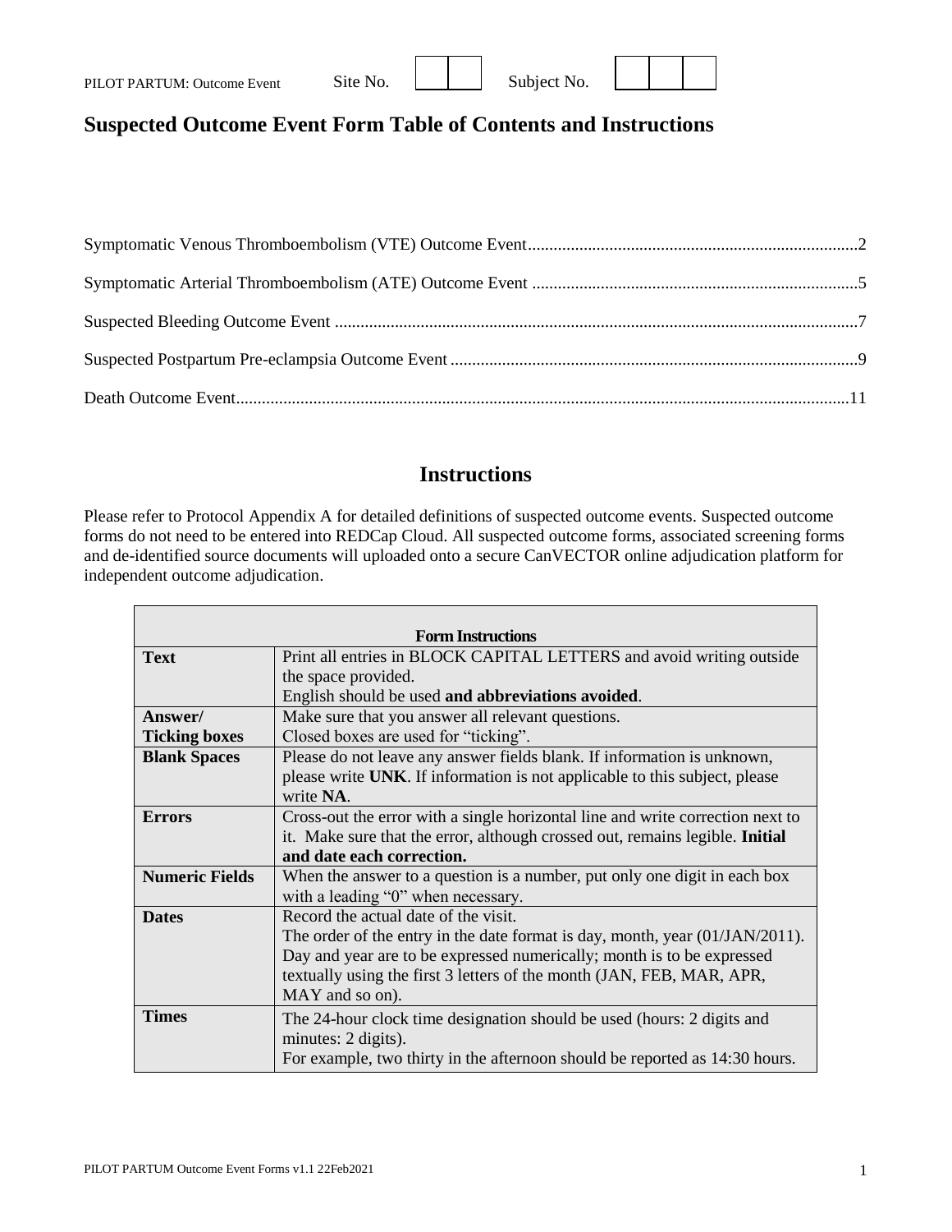PILOT PARTUM: Outcome Event Site No. | | | Subject No. | | | |

# Suspected Outcome Event Form Table of Contents and Instructions

Symptomatic Venous Thromboembolism (VTE) Outcome Event....................2

Symptomatic Arterial Thromboembolism (ATE) Outcome Event....................5

Suspected Bleeding Outcome Event....................7

Suspected Postpartum Pre-eclampsia Outcome Event....................9

Death Outcome Event....................11

## Instructions

Please refer to Protocol Appendix A for detailed definitions of suspected outcome events. Suspected outcome forms do not need to be entered into REDCap Cloud. All suspected outcome forms, associated screening forms and de-identified source documents will uploaded onto a secure CanVECTOR online adjudication platform for independent outcome adjudication.

| **Form Instructions** | |
|---|---|
| **Text** | Print all entries in BLOCK CAPITAL LETTERS and avoid writing outside the space provided.<br>English should be used **and abbreviations avoided**. |
| **Answer/ Ticking boxes** | Make sure that you answer all relevant questions.<br>Closed boxes are used for "ticking". |
| **Blank Spaces** | Please do not leave any answer fields blank. If information is unknown, please write **UNK**. If information is not applicable to this subject, please write **NA**. |
| **Errors** | Cross-out the error with a single horizontal line and write correction next to it. Make sure that the error, although crossed out, remains legible. **Initial and date each correction.** |
| **Numeric Fields** | When the answer to a question is a number, put only one digit in each box with a leading "0" when necessary. |
| **Dates** | Record the actual date of the visit.<br>The order of the entry in the date format is day, month, year (01/JAN/2011).<br>Day and year are to be expressed numerically; month is to be expressed textually using the first 3 letters of the month (JAN, FEB, MAR, APR, MAY and so on). |
| **Times** | The 24-hour clock time designation should be used (hours: 2 digits and minutes: 2 digits).<br>For example, two thirty in the afternoon should be reported as 14:30 hours. |

PILOT PARTUM Outcome Event Forms v1.1 22Feb2021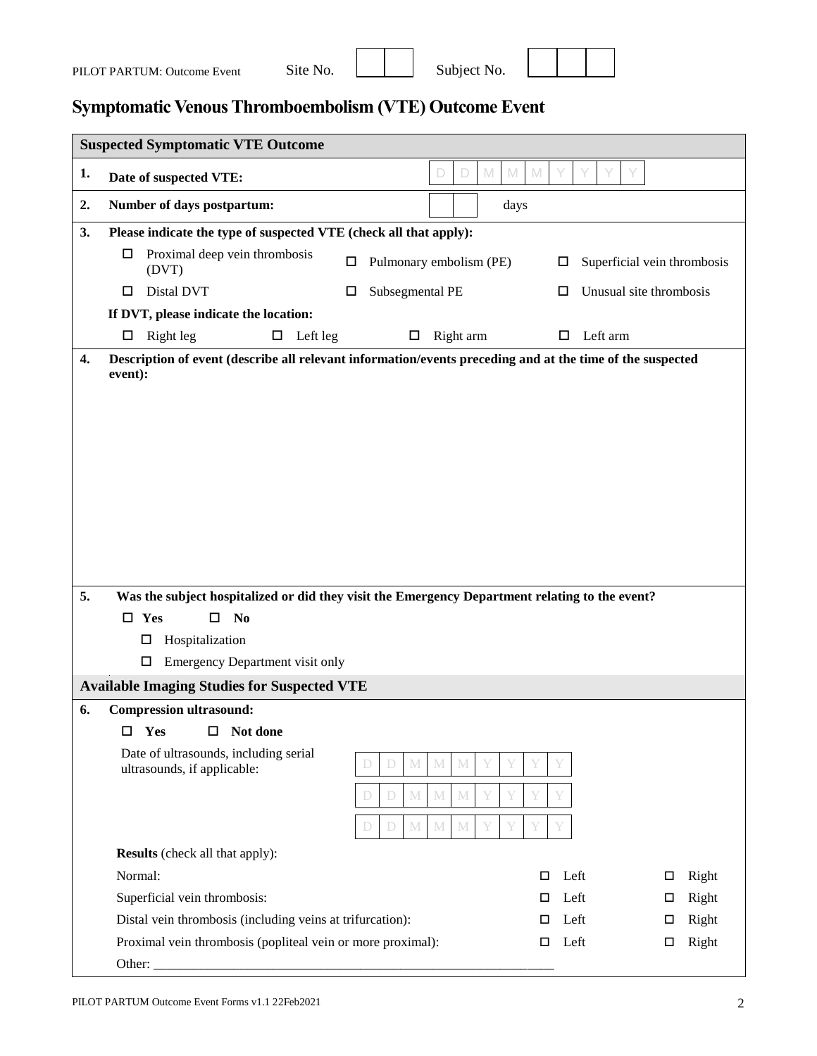PILOT PARTUM: Outcome Event Site No. ☐☐ Subject No. ☐☐☐

# Symptomatic Venous Thromboembolism (VTE) Outcome Event

## Suspected Symptomatic VTE Outcome

**1. Date of suspected VTE:** D D M M M Y Y Y Y

**2. Number of days postpartum:** ☐☐ days

**3. Please indicate the type of suspected VTE (check all that apply):**

- ☐ Proximal deep vein thrombosis (DVT)
- ☐ Pulmonary embolism (PE)
- ☐ Superficial vein thrombosis
- ☐ Distal DVT
- ☐ Subsegmental PE
- ☐ Unusual site thrombosis

**If DVT, please indicate the location:**

☐ Right leg ☐ Left leg ☐ Right arm ☐ Left arm

**4. Description of event (describe all relevant information/events preceding and at the time of the suspected event):**

**5. Was the subject hospitalized or did they visit the Emergency Department relating to the event?**

☐ **Yes** ☐ **No**

- ☐ Hospitalization
- ☐ Emergency Department visit only

## Available Imaging Studies for Suspected VTE

**6. Compression ultrasound:**

☐ **Yes** ☐ **Not done**

Date of ultrasounds, including serial ultrasounds, if applicable:

D D M M M Y Y Y Y

D D M M M Y Y Y Y

D D M M M Y Y Y Y

**Results** (check all that apply):

| | | |
|---|---|---|
| Normal: | ☐ Left | ☐ Right |
| Superficial vein thrombosis: | ☐ Left | ☐ Right |
| Distal vein thrombosis (including veins at trifurcation): | ☐ Left | ☐ Right |
| Proximal vein thrombosis (popliteal vein or more proximal): | ☐ Left | ☐ Right |

Other: ___________________________________________________________

PILOT PARTUM Outcome Event Forms v1.1 22Feb2021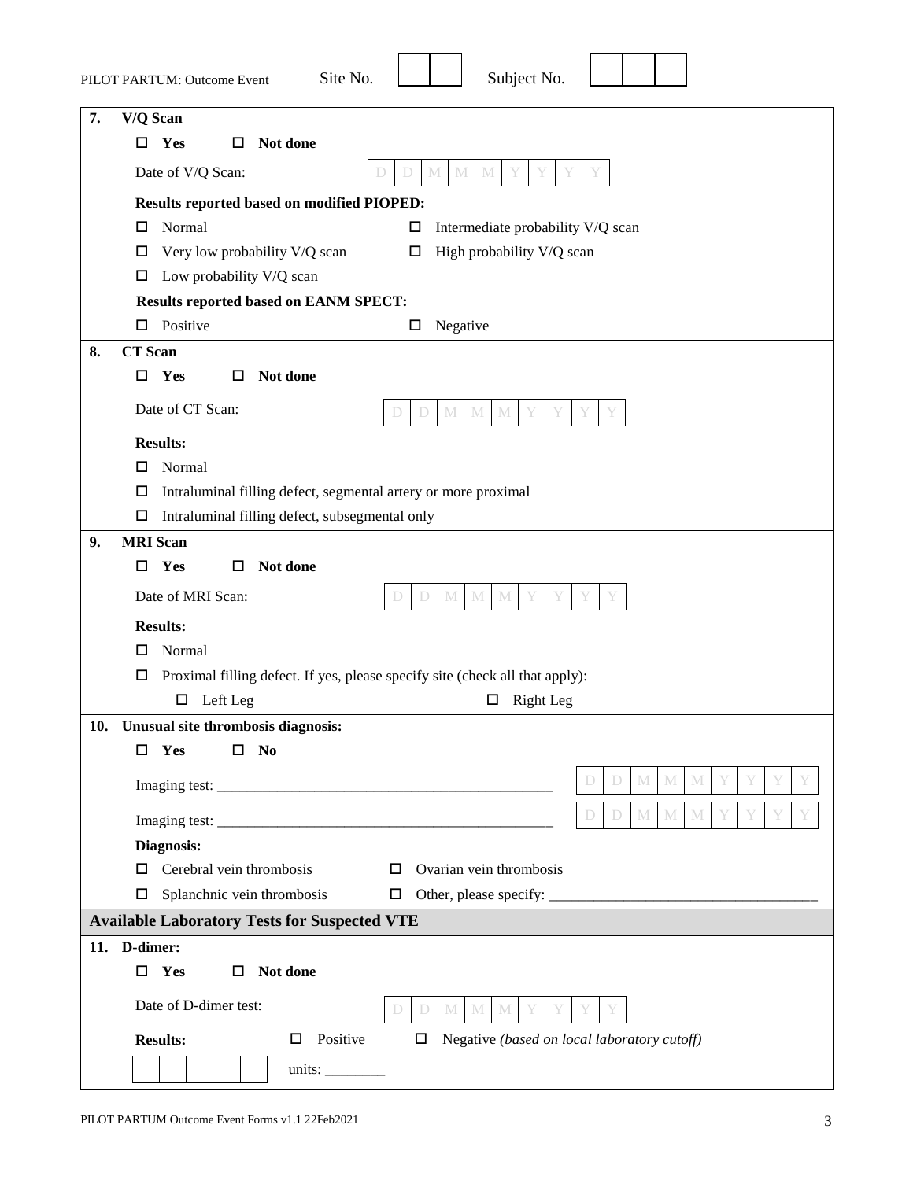PILOT PARTUM: Outcome Event Site No. | | | Subject No. | | | |

**7. V/Q Scan**

☐ **Yes** ☐ **Not done**

Date of V/Q Scan: D D M M M Y Y Y Y

**Results reported based on modified PIOPED:**

☐ Normal
☐ Intermediate probability V/Q scan
☐ Very low probability V/Q scan
☐ High probability V/Q scan
☐ Low probability V/Q scan

**Results reported based on EANM SPECT:**

☐ Positive
☐ Negative

**8. CT Scan**

☐ **Yes** ☐ **Not done**

Date of CT Scan: D D M M M Y Y Y Y

**Results:**

☐ Normal
☐ Intraluminal filling defect, segmental artery or more proximal
☐ Intraluminal filling defect, subsegmental only

**9. MRI Scan**

☐ **Yes** ☐ **Not done**

Date of MRI Scan: D D M M M Y Y Y Y

**Results:**

☐ Normal
☐ Proximal filling defect. If yes, please specify site (check all that apply):
- ☐ Left Leg
- ☐ Right Leg

**10. Unusual site thrombosis diagnosis:**

☐ **Yes** ☐ **No**

Imaging test: ______________________________________________ D D M M M Y Y Y Y

Imaging test: ______________________________________________ D D M M M Y Y Y Y

**Diagnosis:**

☐ Cerebral vein thrombosis
☐ Ovarian vein thrombosis
☐ Splanchnic vein thrombosis
☐ Other, please specify: ___________________________________

## Available Laboratory Tests for Suspected VTE

**11. D-dimer:**

☐ **Yes** ☐ **Not done**

Date of D-dimer test: D D M M M Y Y Y Y

**Results:** ☐ Positive ☐ Negative *(based on local laboratory cutoff)*

| | | | | | units: ________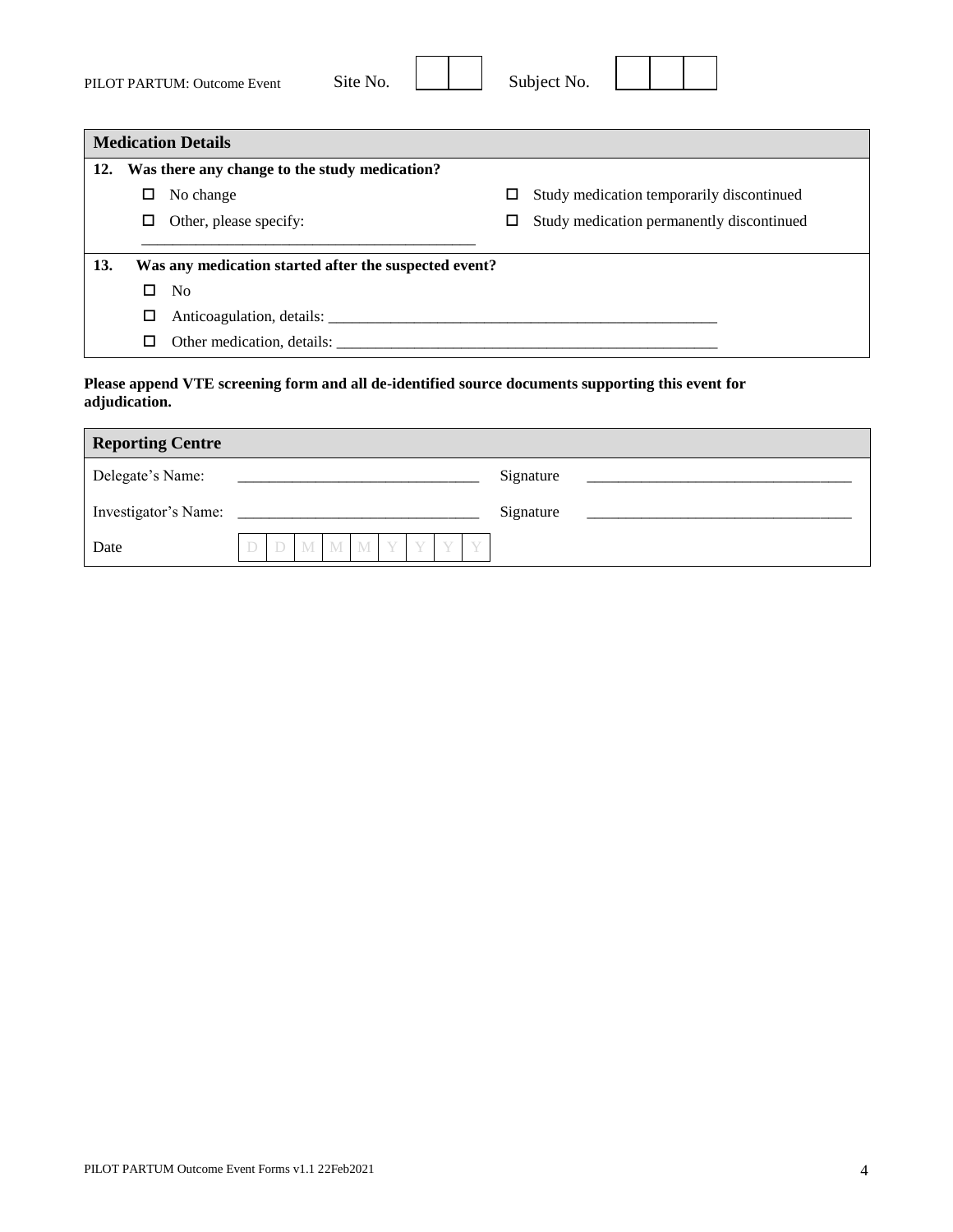PILOT PARTUM: Outcome Event Site No. | | | Subject No. | | | |

## Medication Details

**12. Was there any change to the study medication?**

- ☐ No change
- ☐ Other, please specify: ___________________________________________
- ☐ Study medication temporarily discontinued
- ☐ Study medication permanently discontinued

**13. Was any medication started after the suspected event?**

- ☐ No
- ☐ Anticoagulation, details: ___________________________________________________
- ☐ Other medication, details: __________________________________________________

**Please append VTE screening form and all de-identified source documents supporting this event for adjudication.**

## Reporting Centre

| | | | |
|---|---|---|---|
| Delegate's Name: | _______________________________ | Signature | ___________________________________ |
| Investigator's Name: | _______________________________ | Signature | ___________________________________ |
| Date | D D M M M Y Y Y Y | | |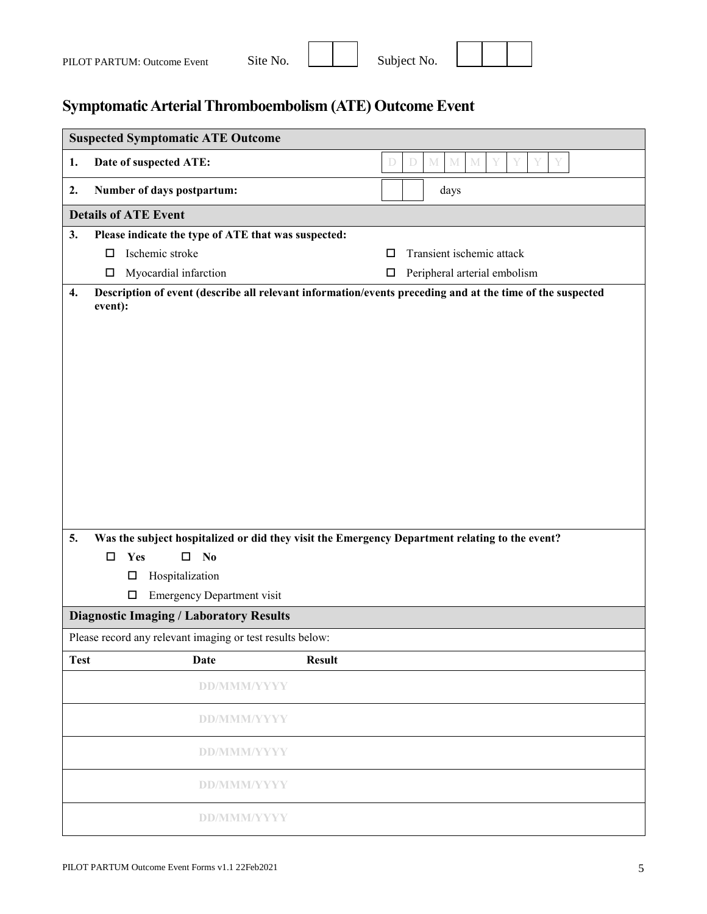PILOT PARTUM: Outcome Event Site No. | | | Subject No. | | | |

# Symptomatic Arterial Thromboembolism (ATE) Outcome Event

| **Suspected Symptomatic ATE Outcome** | |
|---|---|
| **1. Date of suspected ATE:** | D D M M M Y Y Y Y |
| **2. Number of days postpartum:** | ☐☐ days |

| **Details of ATE Event** | |
|---|---|
| **3. Please indicate the type of ATE that was suspected:** | |
| ☐ Ischemic stroke | ☐ Transient ischemic attack |
| ☐ Myocardial infarction | ☐ Peripheral arterial embolism |

**4. Description of event (describe all relevant information/events preceding and at the time of the suspected event):**

**5. Was the subject hospitalized or did they visit the Emergency Department relating to the event?**

☐ **Yes** ☐ **No**

- ☐ Hospitalization
- ☐ Emergency Department visit

## Diagnostic Imaging / Laboratory Results

Please record any relevant imaging or test results below:

| **Test** | **Date** | **Result** |
|---|---|---|
| | DD/MMM/YYYY | |
| | DD/MMM/YYYY | |
| | DD/MMM/YYYY | |
| | DD/MMM/YYYY | |
| | DD/MMM/YYYY | |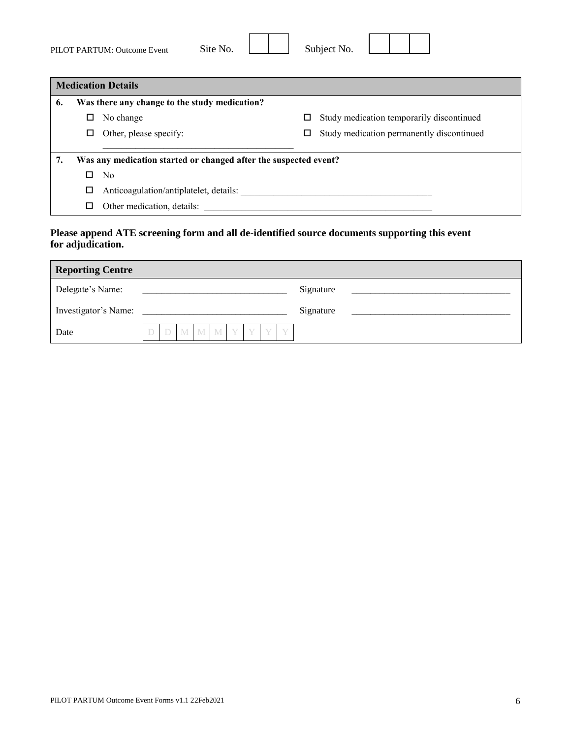PILOT PARTUM: Outcome Event Site No. | | | Subject No. | | | |

## Medication Details

**6. Was there any change to the study medication?**

- ☐ No change
- ☐ Other, please specify: ________________________________________
- ☐ Study medication temporarily discontinued
- ☐ Study medication permanently discontinued

**7. Was any medication started or changed after the suspected event?**

- ☐ No
- ☐ Anticoagulation/antiplatelet, details: ________________________________________
- ☐ Other medication, details: ________________________________________

**Please append ATE screening form and all de-identified source documents supporting this event for adjudication.**

## Reporting Centre

| | | | |
|---|---|---|---|
| Delegate's Name: | ______________________________ | Signature | __________________________________ |
| Investigator's Name: | ______________________________ | Signature | __________________________________ |
| Date | D D M M M Y Y Y Y | | |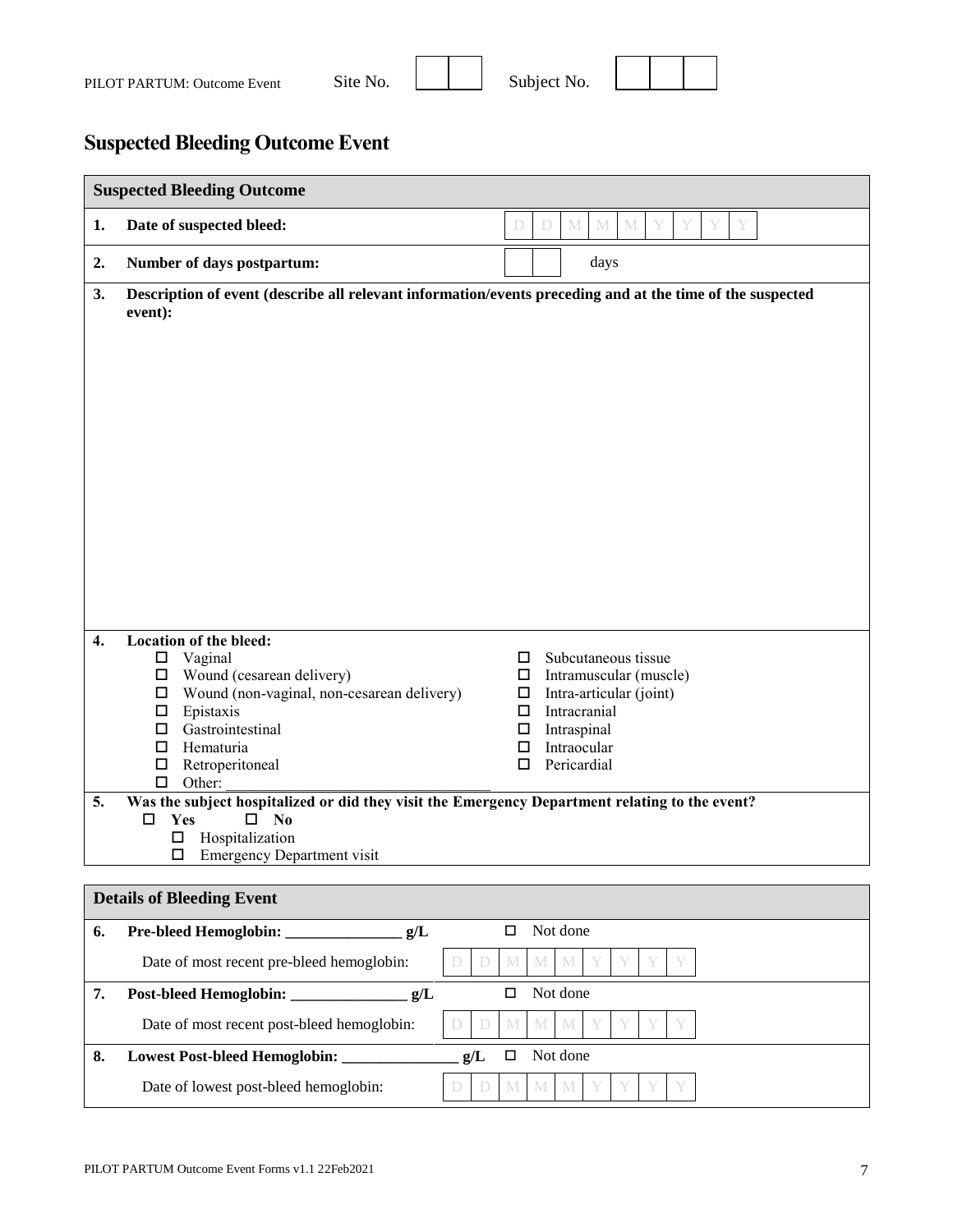PILOT PARTUM: Outcome Event Site No. | | | Subject No. | | | |

# Suspected Bleeding Outcome Event

| Suspected Bleeding Outcome | |
|---|---|
| **1. Date of suspected bleed:** | D D M M M Y Y Y Y |
| **2. Number of days postpartum:** | ___ days |

**3. Description of event (describe all relevant information/events preceding and at the time of the suspected event):**

**4. Location of the bleed:**

- ☐ Vaginal
- ☐ Wound (cesarean delivery)
- ☐ Wound (non-vaginal, non-cesarean delivery)
- ☐ Epistaxis
- ☐ Gastrointestinal
- ☐ Hematuria
- ☐ Retroperitoneal
- ☐ Other: ___________________________________
- ☐ Subcutaneous tissue
- ☐ Intramuscular (muscle)
- ☐ Intra-articular (joint)
- ☐ Intracranial
- ☐ Intraspinal
- ☐ Intraocular
- ☐ Pericardial

**5. Was the subject hospitalized or did they visit the Emergency Department relating to the event?**

☐ **Yes** ☐ **No**

- ☐ Hospitalization
- ☐ Emergency Department visit

| Details of Bleeding Event | |
|---|---|
| **6. Pre-bleed Hemoglobin: _______________ g/L** | ☐ Not done |
| Date of most recent pre-bleed hemoglobin: | D D M M M Y Y Y Y |
| **7. Post-bleed Hemoglobin: _______________ g/L** | ☐ Not done |
| Date of most recent post-bleed hemoglobin: | D D M M M Y Y Y Y |
| **8. Lowest Post-bleed Hemoglobin: _______________ g/L** | ☐ Not done |
| Date of lowest post-bleed hemoglobin: | D D M M M Y Y Y Y |

PILOT PARTUM Outcome Event Forms v1.1 22Feb2021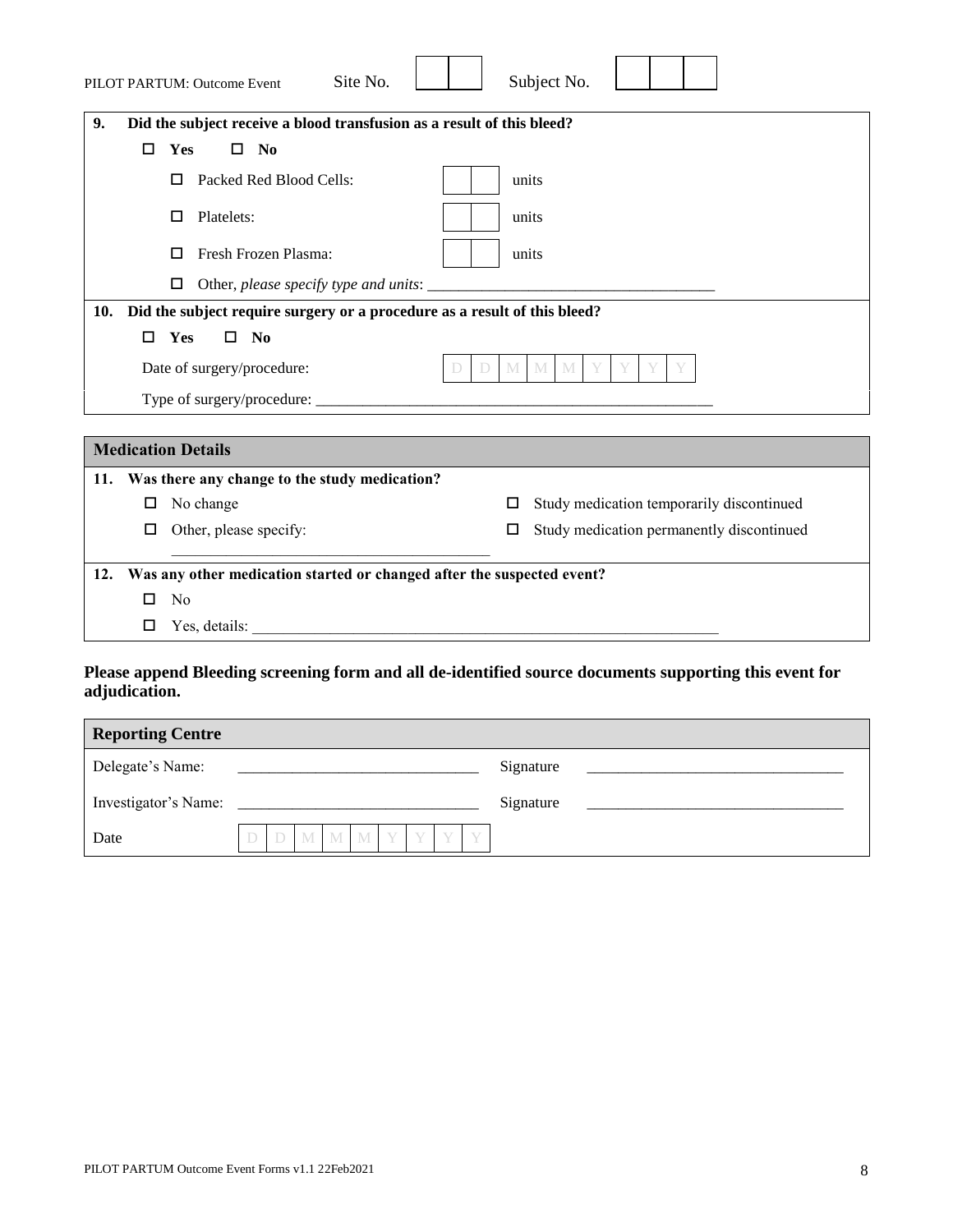PILOT PARTUM: Outcome Event Site No. | | | Subject No. | | | |

**9. Did the subject receive a blood transfusion as a result of this bleed?**

☐ **Yes** ☐ **No**

☐ Packed Red Blood Cells: | | | units

☐ Platelets: | | | units

☐ Fresh Frozen Plasma: | | | units

☐ Other, *please specify type and units*: ___________________________________

**10. Did the subject require surgery or a procedure as a result of this bleed?**

☐ **Yes** ☐ **No**

Date of surgery/procedure: D D M M M Y Y Y Y

Type of surgery/procedure: ___________________________________________________

## Medication Details

**11. Was there any change to the study medication?**

☐ No change

☐ Other, please specify: ________________________________________

☐ Study medication temporarily discontinued

☐ Study medication permanently discontinued

**12. Was any other medication started or changed after the suspected event?**

☐ No

☐ Yes, details: ____________________________________________________________

**Please append Bleeding screening form and all de-identified source documents supporting this event for adjudication.**

## Reporting Centre

| | | | |
|---|---|---|---|
| Delegate's Name: | _______________________________ | Signature | _________________________________ |
| Investigator's Name: | _______________________________ | Signature | _________________________________ |
| Date | D D M M M Y Y Y Y | | |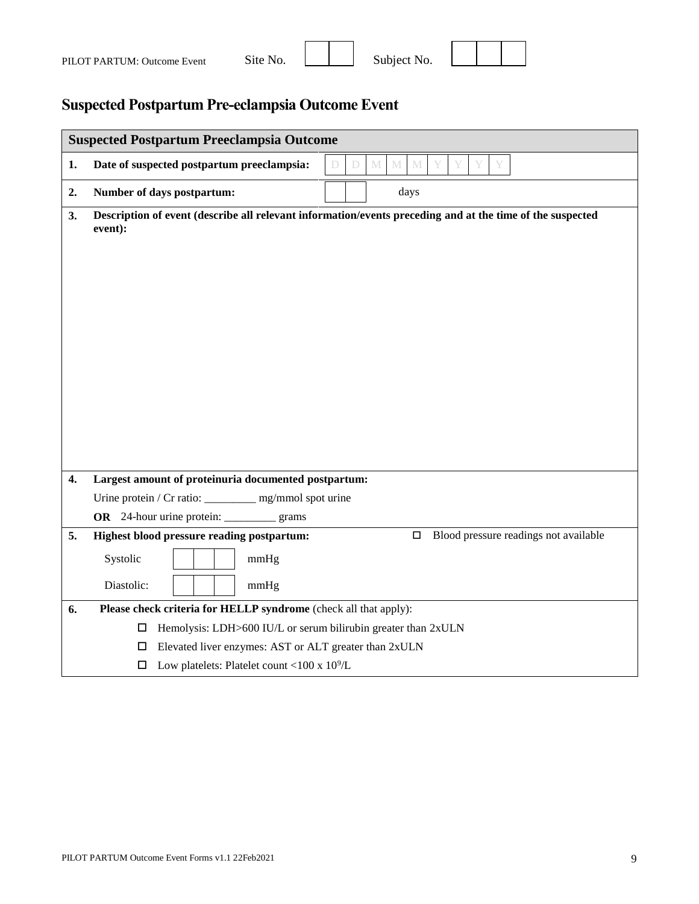PILOT PARTUM: Outcome Event Site No. | | | Subject No. | | | |

# Suspected Postpartum Pre-eclampsia Outcome Event

| Suspected Postpartum Preeclampsia Outcome | |
|---|---|
| **1. Date of suspected postpartum preeclampsia:** | D D M M M Y Y Y Y |
| **2. Number of days postpartum:** | \_\_ \_\_ days |
| **3. Description of event (describe all relevant information/events preceding and at the time of the suspected event):** | |
| **4. Largest amount of proteinuria documented postpartum:**<br>Urine protein / Cr ratio: \_\_\_\_\_\_\_\_\_ mg/mmol spot urine<br>**OR** 24-hour urine protein: \_\_\_\_\_\_\_\_\_ grams | |
| **5. Highest blood pressure reading postpartum:**<br>Systolic \_\_ \_\_ \_\_ mmHg<br>Diastolic: \_\_ \_\_ \_\_ mmHg | ☐ Blood pressure readings not available |
| **6. Please check criteria for HELLP syndrome** (check all that apply):<br>☐ Hemolysis: LDH>600 IU/L or serum bilirubin greater than 2xULN<br>☐ Elevated liver enzymes: AST or ALT greater than 2xULN<br>☐ Low platelets: Platelet count <100 x $10^9$/L | |

PILOT PARTUM Outcome Event Forms v1.1 22Feb2021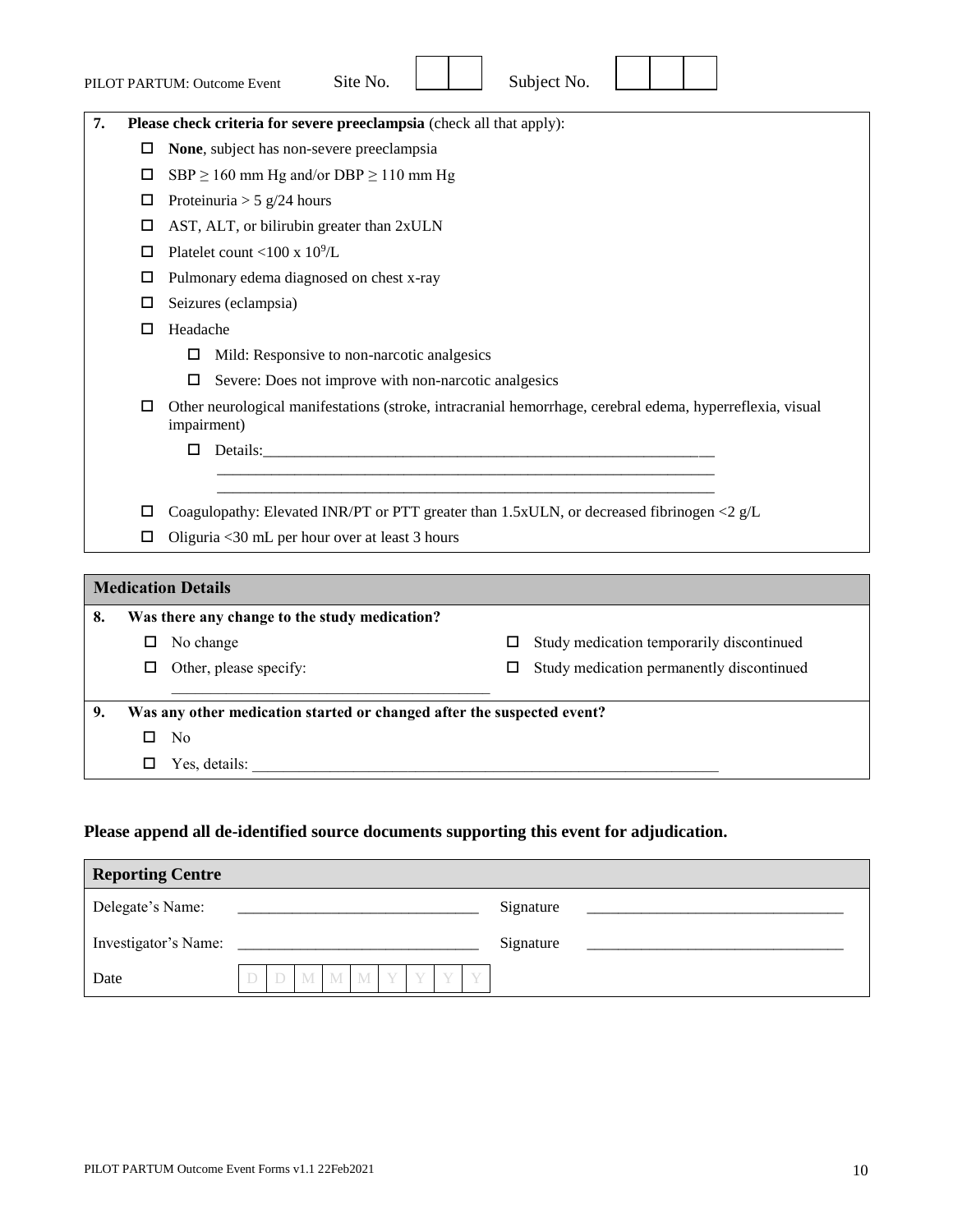PILOT PARTUM: Outcome Event Site No. | | | Subject No. | | | |

**7. Please check criteria for severe preeclampsia** (check all that apply):

- ☐ **None**, subject has non-severe preeclampsia
- ☐ SBP ≥ 160 mm Hg and/or DBP ≥ 110 mm Hg
- ☐ Proteinuria > 5 g/24 hours
- ☐ AST, ALT, or bilirubin greater than 2xULN
- ☐ Platelet count <100 x $10^9$/L
- ☐ Pulmonary edema diagnosed on chest x-ray
- ☐ Seizures (eclampsia)
- ☐ Headache
  - ☐ Mild: Responsive to non-narcotic analgesics
  - ☐ Severe: Does not improve with non-narcotic analgesics
- ☐ Other neurological manifestations (stroke, intracranial hemorrhage, cerebral edema, hyperreflexia, visual impairment)
  - ☐ Details:___________________________________________________________
    ___________________________________________________________________
    ___________________________________________________________________
- ☐ Coagulopathy: Elevated INR/PT or PTT greater than 1.5xULN, or decreased fibrinogen <2 g/L
- ☐ Oliguria <30 mL per hour over at least 3 hours

## Medication Details

**8. Was there any change to the study medication?**

- ☐ No change
- ☐ Study medication temporarily discontinued
- ☐ Other, please specify: ________________________________________
- ☐ Study medication permanently discontinued

**9. Was any other medication started or changed after the suspected event?**

- ☐ No
- ☐ Yes, details: ______________________________________________________________

**Please append all de-identified source documents supporting this event for adjudication.**

## Reporting Centre

| Delegate's Name: | ______________________________ | Signature | ________________________________ |
|---|---|---|---|
| Investigator's Name: | ______________________________ | Signature | ________________________________ |
| Date | D D M M M Y Y Y Y | | |

PILOT PARTUM Outcome Event Forms v1.1 22Feb2021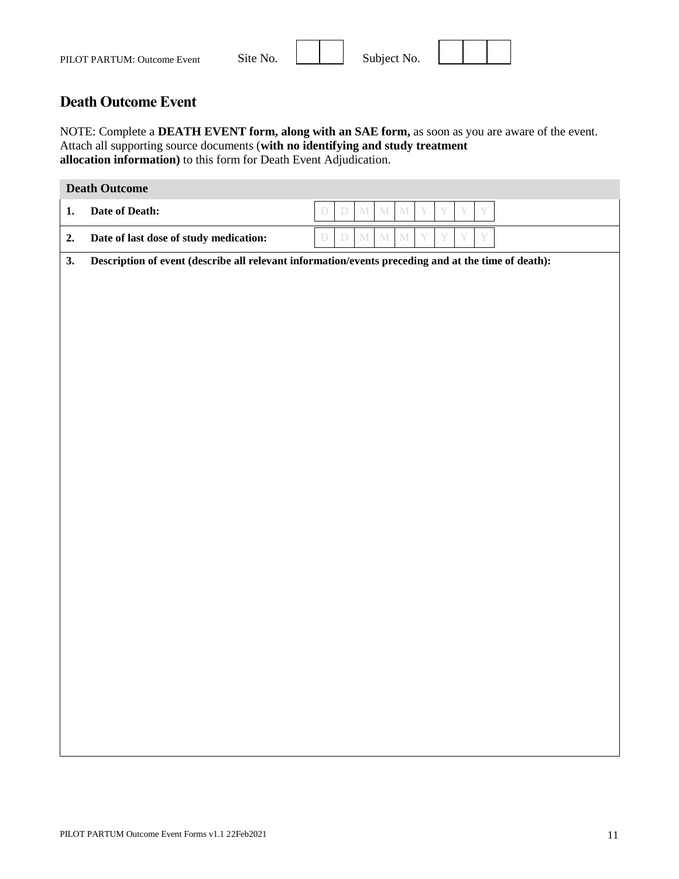PILOT PARTUM: Outcome Event Site No. | | | Subject No. | | | |

## Death Outcome Event

NOTE: Complete a **DEATH EVENT form, along with an SAE form,** as soon as you are aware of the event. Attach all supporting source documents (**with no identifying and study treatment allocation information)** to this form for Death Event Adjudication.

| **Death Outcome** | | |
|---|---|---|
| **1.** | **Date of Death:** | D D M M M Y Y Y Y |
| **2.** | **Date of last dose of study medication:** | D D M M M Y Y Y Y |
| **3.** | **Description of event (describe all relevant information/events preceding and at the time of death):** | |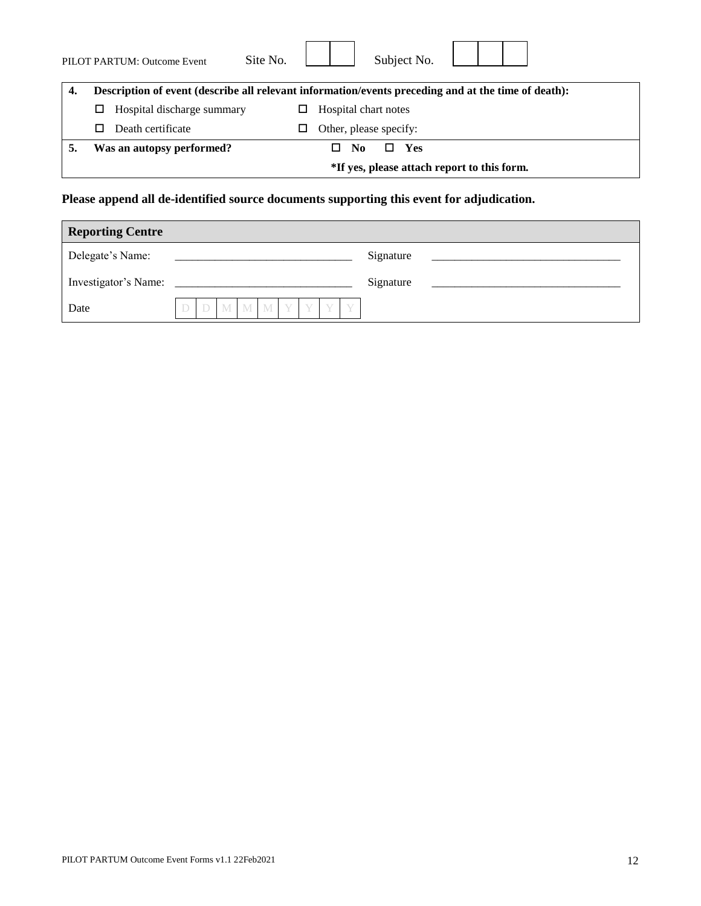PILOT PARTUM: Outcome Event Site No. | | | Subject No. | | | |

| | | |
|---|---|---|
| **4.** | **Description of event (describe all relevant information/events preceding and at the time of death):** | |
| | ☐ Hospital discharge summary | ☐ Hospital chart notes |
| | ☐ Death certificate | ☐ Other, please specify: |
| **5.** | **Was an autopsy performed?** | ☐ **No** ☐ **Yes** |
| | | ***If yes, please attach report to this form.** |

**Please append all de-identified source documents supporting this event for adjudication.**

| **Reporting Centre** | | | |
|---|---|---|---|
| Delegate's Name: | ______________________________ | Signature | ______________________________ |
| Investigator's Name: | ______________________________ | Signature | ______________________________ |
| Date | D D M M M Y Y Y Y | | |